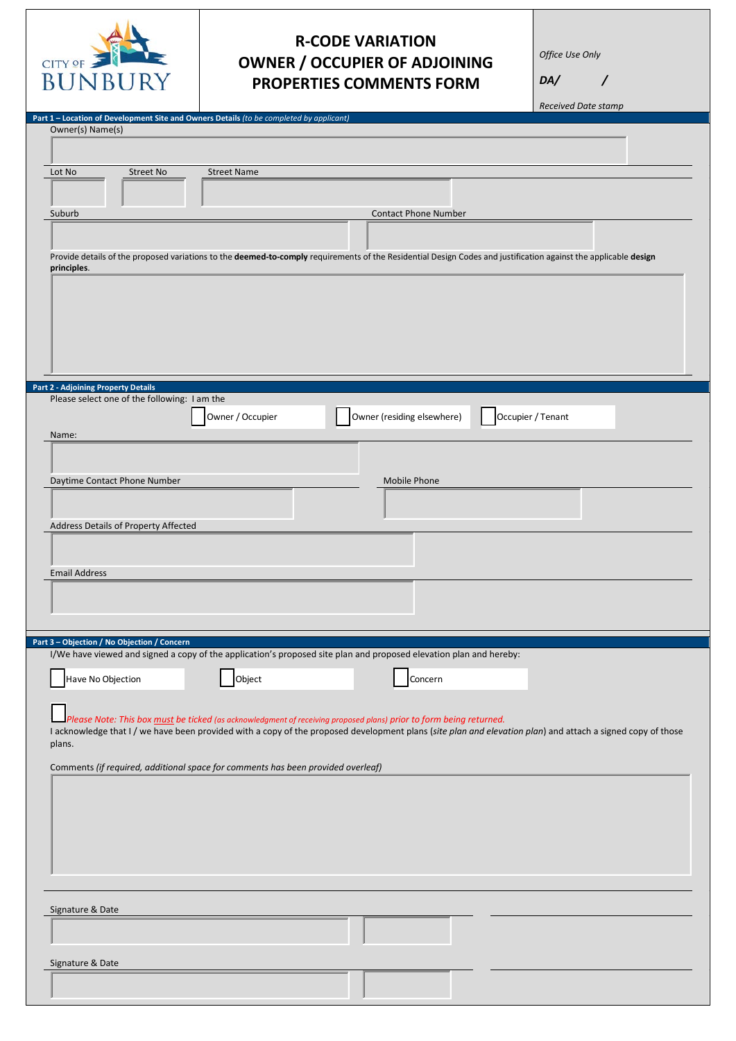CITY OF BUNBURY

# R-CODE VARIATION OWNER / OCCUPIER OF ADJOINING PROPERTIES COMMENTS FORM

*Office Use Only*

***DA/ /***

*Received Date stamp*

## Part 1 – Location of Development Site and Owners Details *(to be completed by applicant)*

Owner(s) Name(s)

Lot No | Street No | Street Name

Suburb | Contact Phone Number

Provide details of the proposed variations to the **deemed-to-comply** requirements of the Residential Design Codes and justification against the applicable **design principles**.

## Part 2 - Adjoining Property Details

Please select one of the following: I am the

☐ Owner / Occupier ☐ Owner (residing elsewhere) ☐ Occupier / Tenant

Name:

Daytime Contact Phone Number | Mobile Phone

Address Details of Property Affected

Email Address

## Part 3 – Objection / No Objection / Concern

I/We have viewed and signed a copy of the application's proposed site plan and proposed elevation plan and hereby:

☐ Have No Objection ☐ Object ☐ Concern

☐ *Please Note: This box must be ticked (as acknowledgment of receiving proposed plans) prior to form being returned.*

I acknowledge that I / we have been provided with a copy of the proposed development plans (*site plan and elevation plan*) and attach a signed copy of those plans.

Comments *(if required, additional space for comments has been provided overleaf)*

Signature & Date

Signature & Date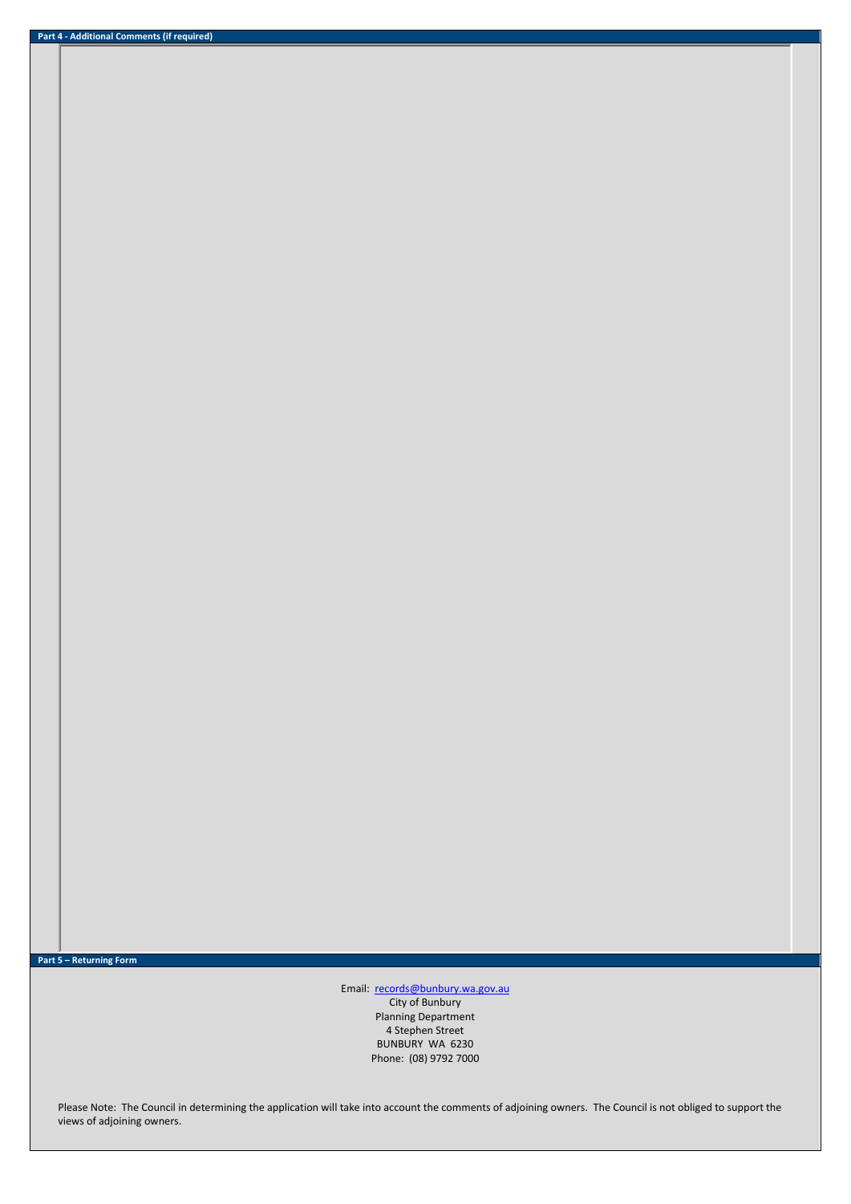## Part 4 - Additional Comments (if required)

## Part 5 – Returning Form

Email: records@bunbury.wa.gov.au
City of Bunbury
Planning Department
4 Stephen Street
BUNBURY WA 6230
Phone: (08) 9792 7000

Please Note: The Council in determining the application will take into account the comments of adjoining owners. The Council is not obliged to support the views of adjoining owners.